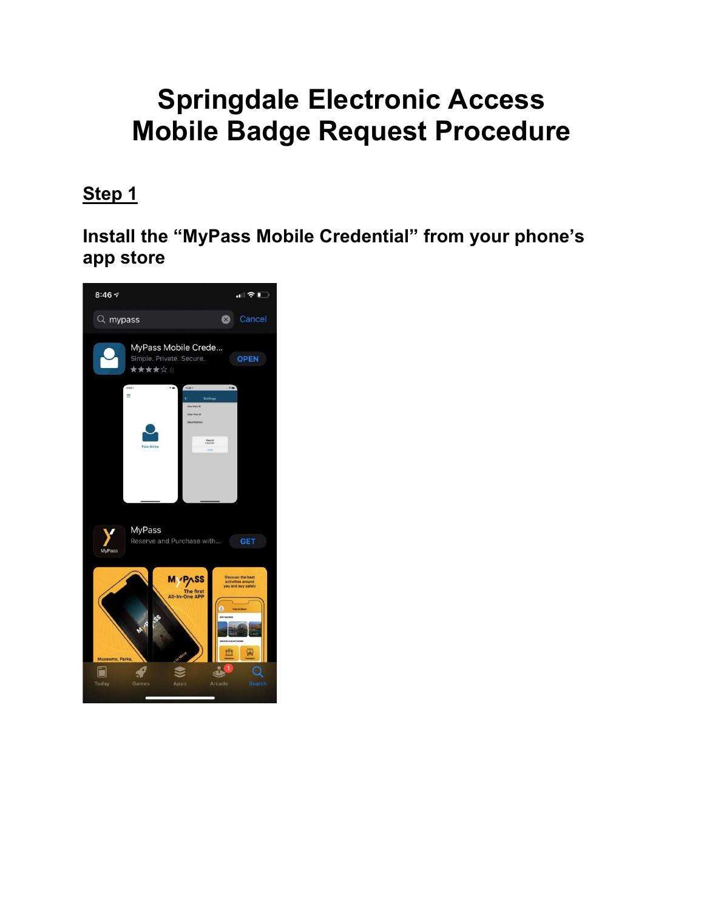# Springdale Electronic Access
# Mobile Badge Request Procedure

## Step 1

### Install the "MyPass Mobile Credential" from your phone's app store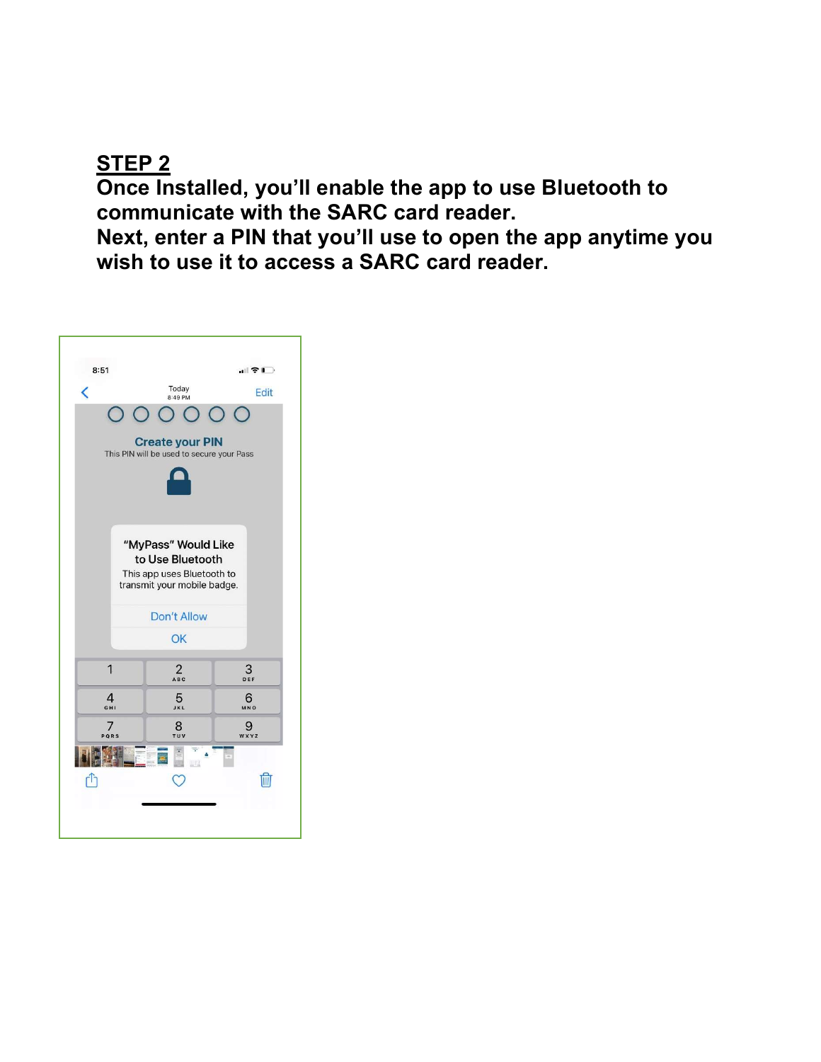## STEP 2

**Once Installed, you'll enable the app to use Bluetooth to communicate with the SARC card reader.**
**Next, enter a PIN that you'll use to open the app anytime you wish to use it to access a SARC card reader.**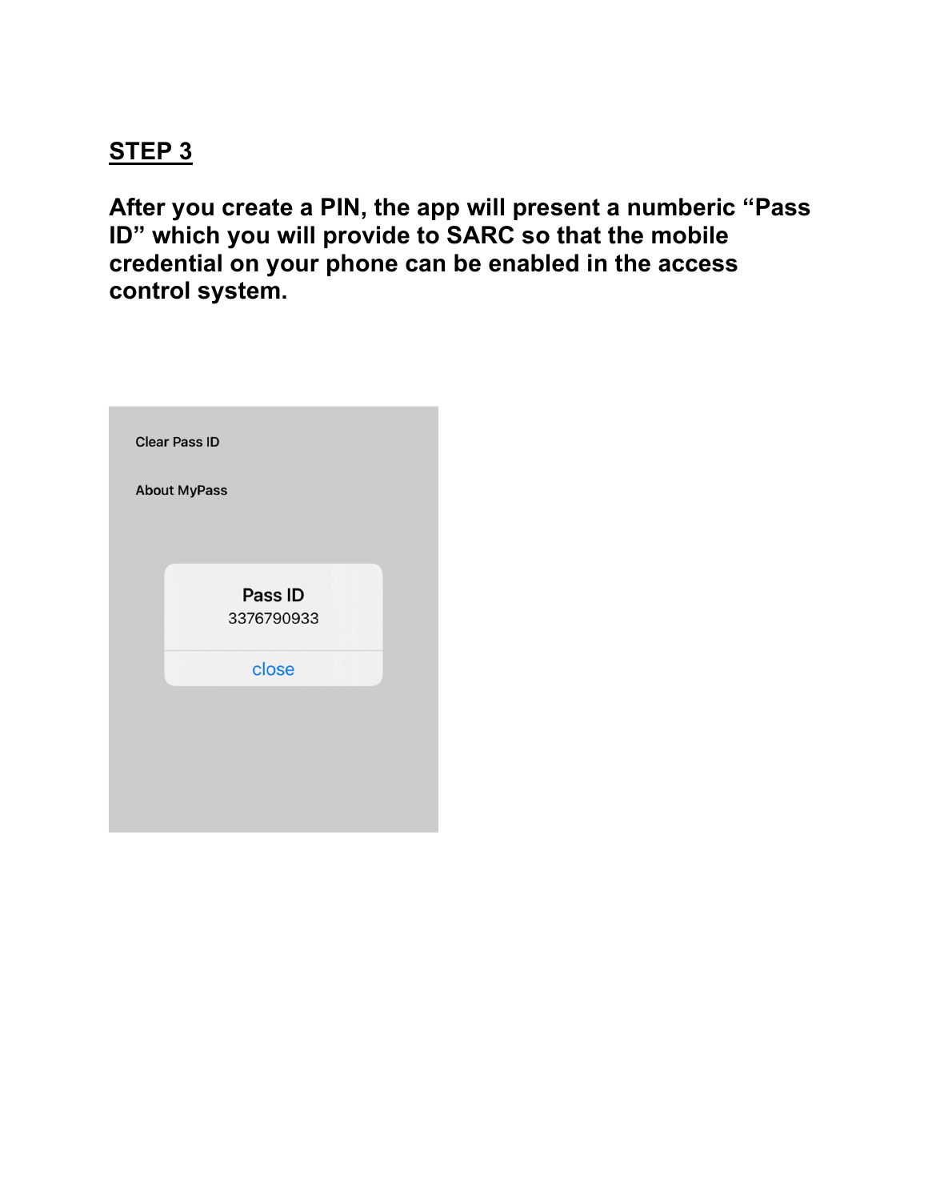## STEP 3

**After you create a PIN, the app will present a numberic “Pass ID” which you will provide to SARC so that the mobile credential on your phone can be enabled in the access control system.**

Clear Pass ID

About MyPass

Pass ID

3376790933

close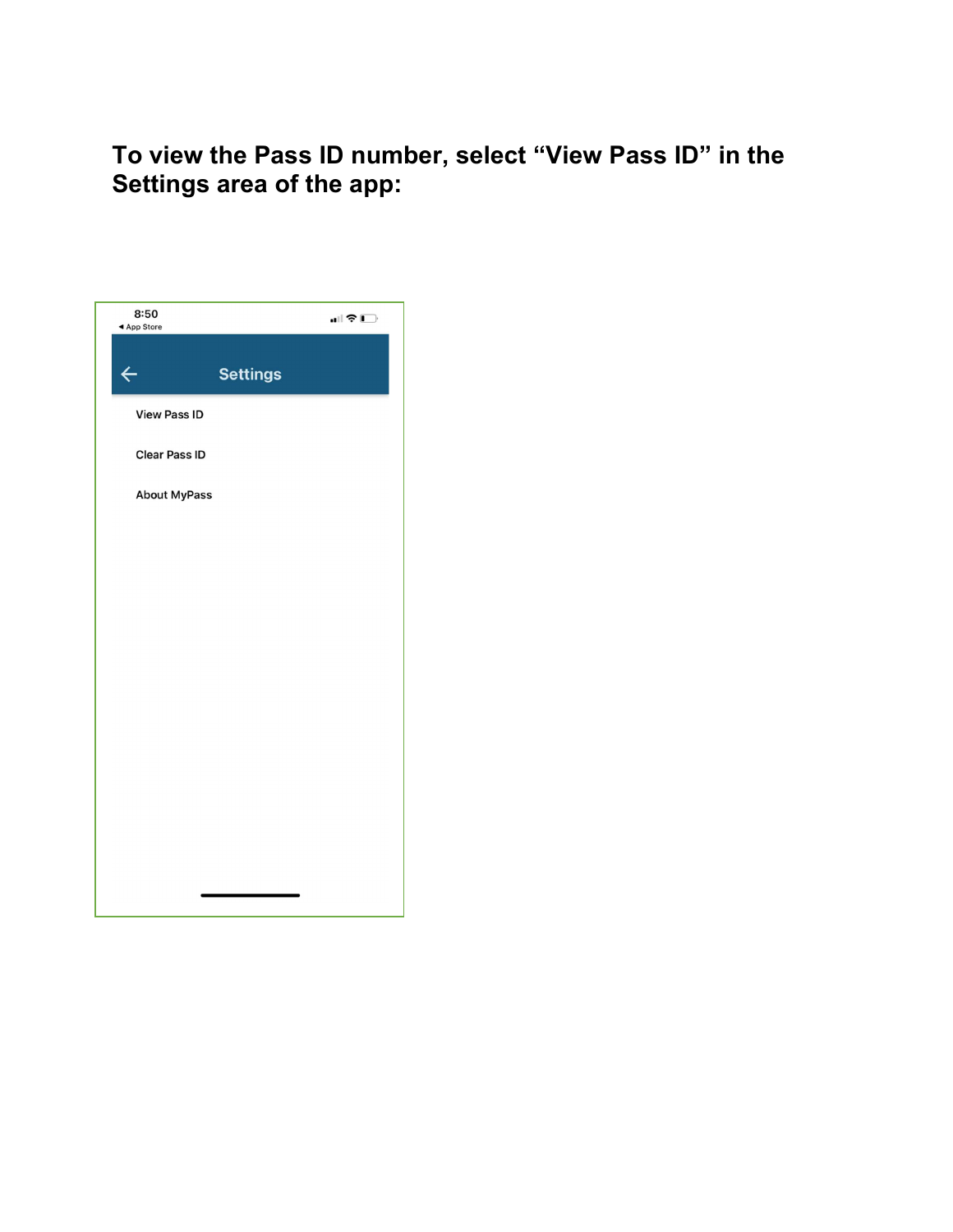**To view the Pass ID number, select "View Pass ID" in the Settings area of the app:**

8:50
◂ App Store

Settings

View Pass ID

Clear Pass ID

About MyPass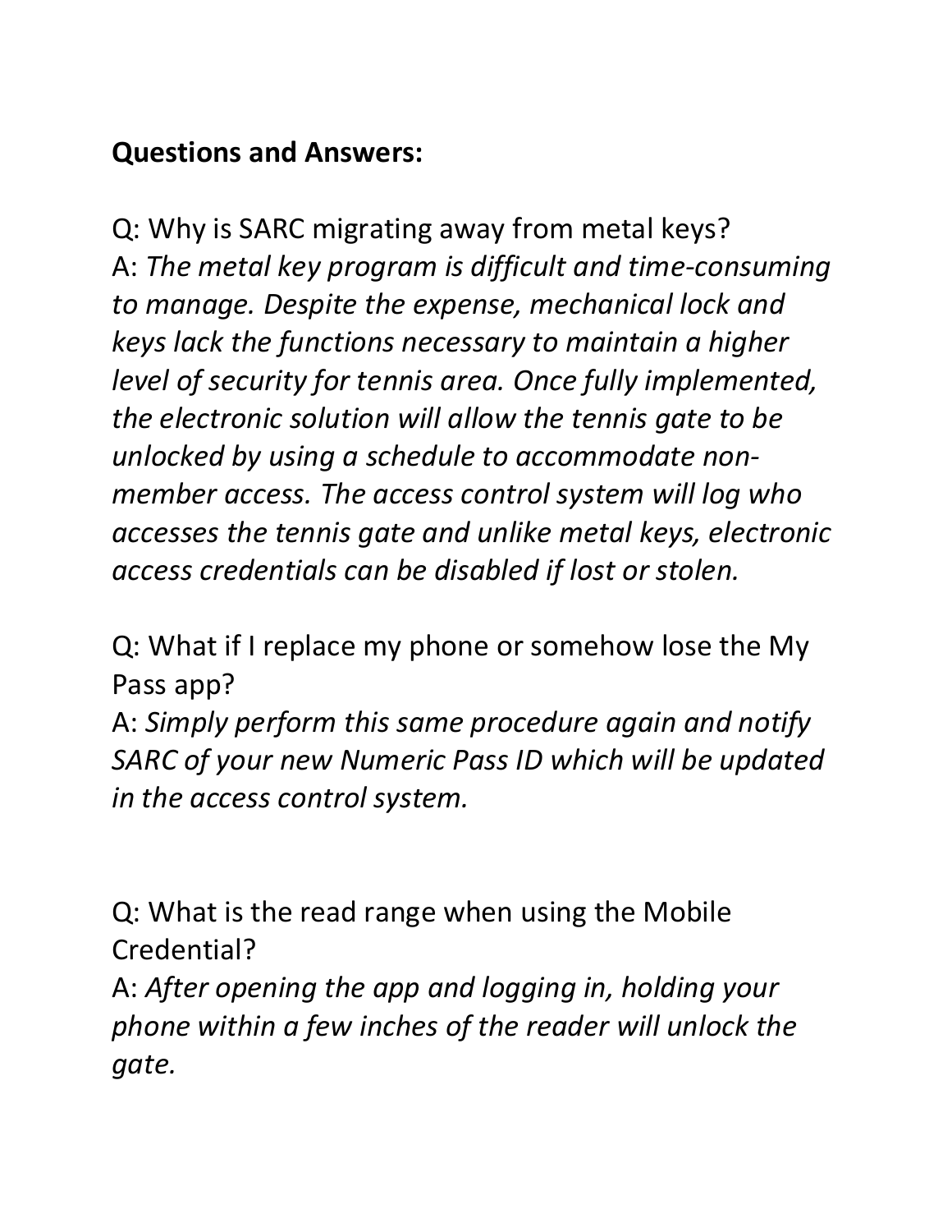**Questions and Answers:**

Q: Why is SARC migrating away from metal keys?
A: *The metal key program is difficult and time-consuming to manage. Despite the expense, mechanical lock and keys lack the functions necessary to maintain a higher level of security for tennis area. Once fully implemented, the electronic solution will allow the tennis gate to be unlocked by using a schedule to accommodate non-member access. The access control system will log who accesses the tennis gate and unlike metal keys, electronic access credentials can be disabled if lost or stolen.*

Q: What if I replace my phone or somehow lose the My Pass app?
A: *Simply perform this same procedure again and notify SARC of your new Numeric Pass ID which will be updated in the access control system.*

Q: What is the read range when using the Mobile Credential?
A: *After opening the app and logging in, holding your phone within a few inches of the reader will unlock the gate.*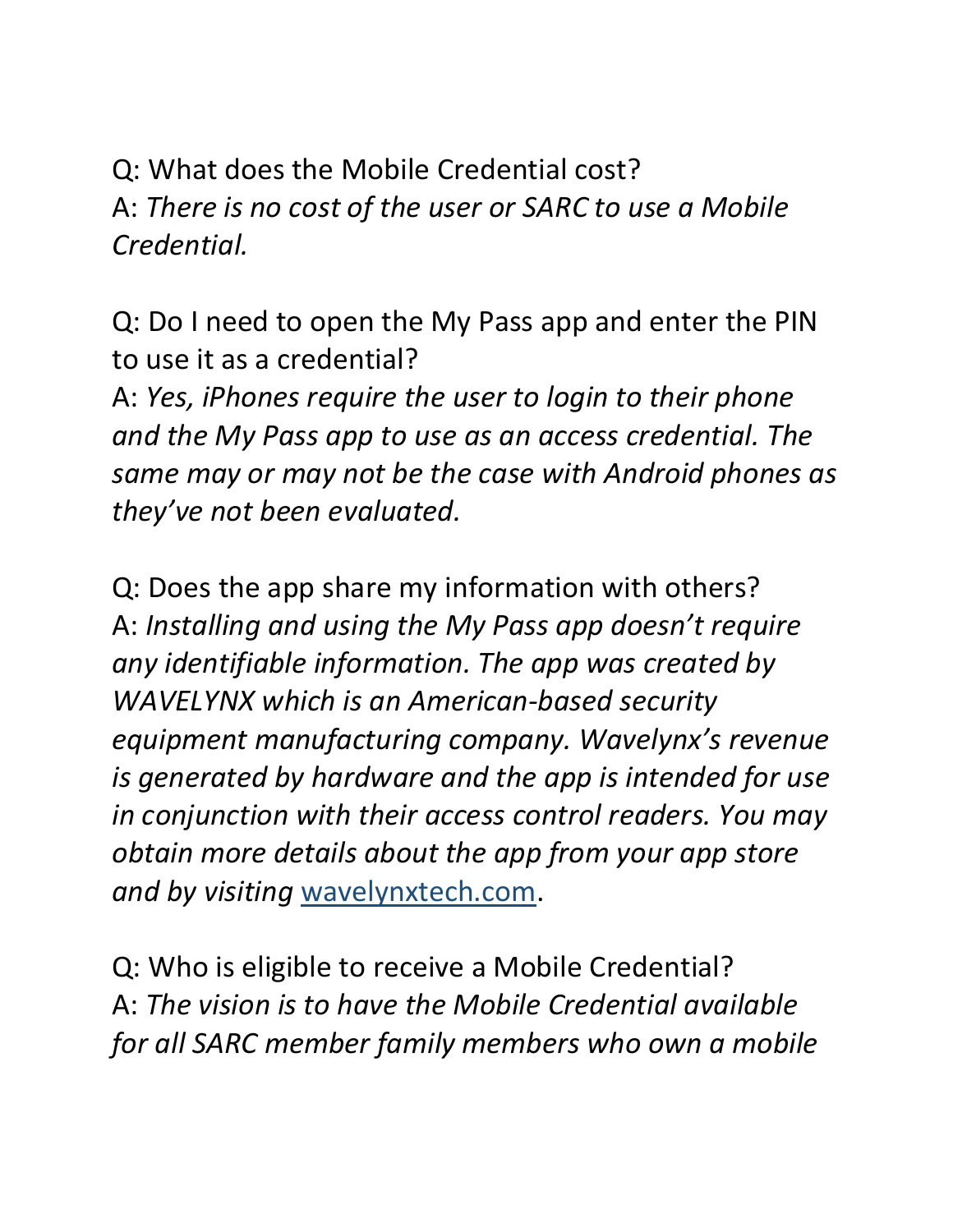Q: What does the Mobile Credential cost?
A: *There is no cost of the user or SARC to use a Mobile Credential.*

Q: Do I need to open the My Pass app and enter the PIN to use it as a credential?
A: *Yes, iPhones require the user to login to their phone and the My Pass app to use as an access credential. The same may or may not be the case with Android phones as they've not been evaluated.*

Q: Does the app share my information with others?
A: *Installing and using the My Pass app doesn't require any identifiable information. The app was created by WAVELYNX which is an American-based security equipment manufacturing company. Wavelynx's revenue is generated by hardware and the app is intended for use in conjunction with their access control readers. You may obtain more details about the app from your app store and by visiting* [wavelynxtech.com](wavelynxtech.com).

Q: Who is eligible to receive a Mobile Credential?
A: *The vision is to have the Mobile Credential available for all SARC member family members who own a mobile*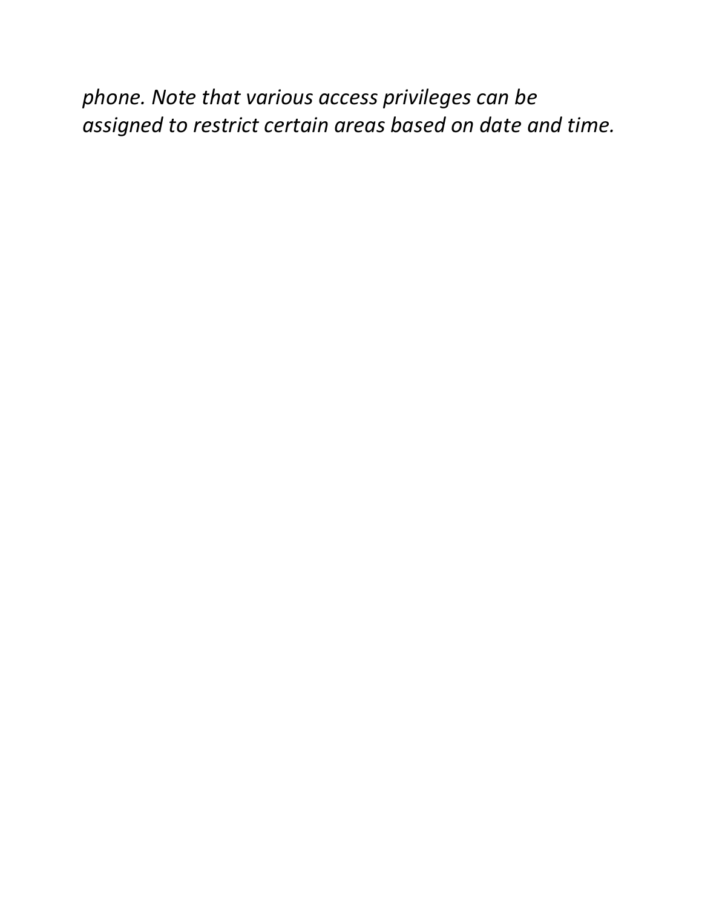*phone. Note that various access privileges can be assigned to restrict certain areas based on date and time.*